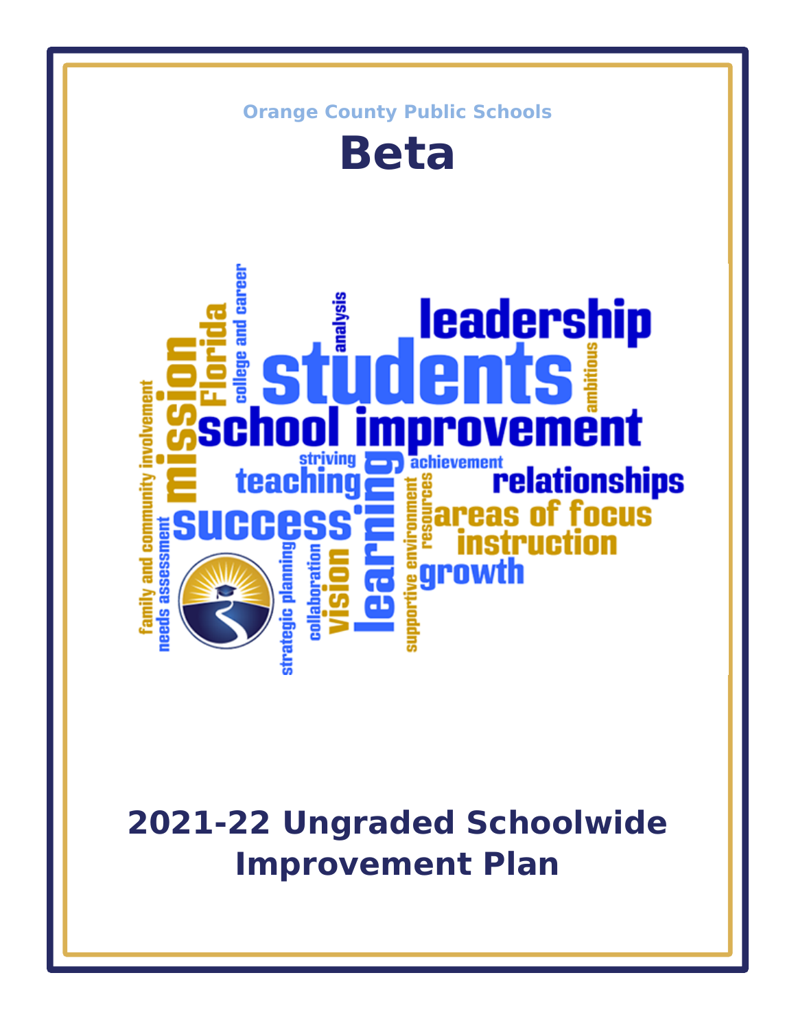Orange County Public Schools

# Beta

## 2021-22 Ungraded Schoolwide Improvement Plan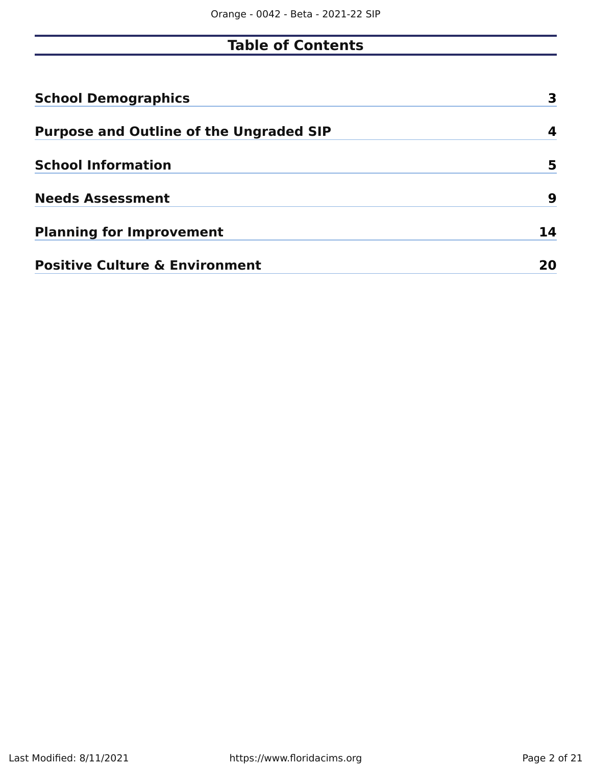# Table of Contents

| | |
|---|---|
| **School Demographics** | **3** |
| **Purpose and Outline of the Ungraded SIP** | **4** |
| **School Information** | **5** |
| **Needs Assessment** | **9** |
| **Planning for Improvement** | **14** |
| **Positive Culture & Environment** | **20** |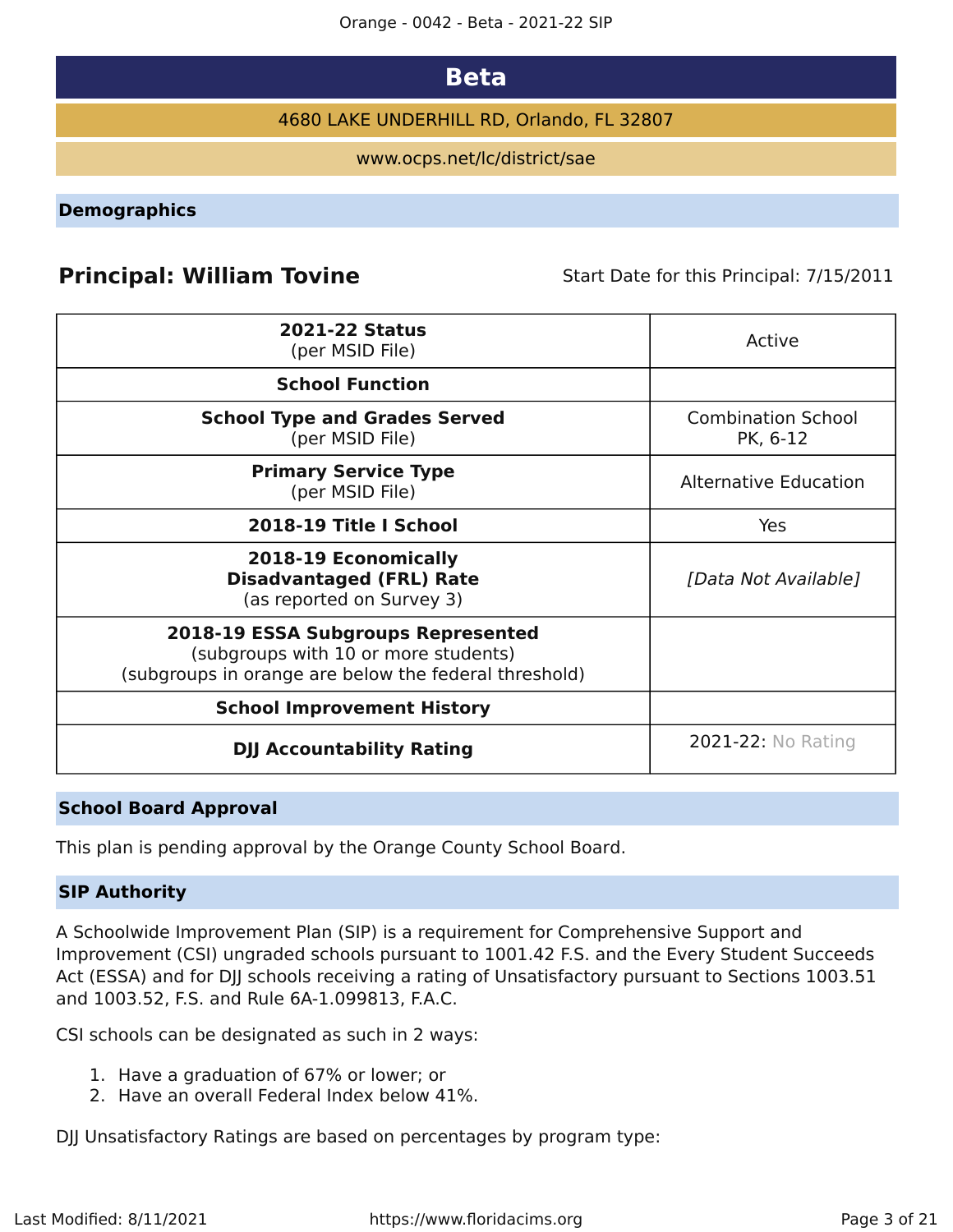# Beta

4680 LAKE UNDERHILL RD, Orlando, FL 32807

www.ocps.net/lc/district/sae

## Demographics

**Principal: William Tovine** Start Date for this Principal: 7/15/2011

| | |
|---|---|
| **2021-22 Status** (per MSID File) | Active |
| **School Function** | |
| **School Type and Grades Served** (per MSID File) | Combination School PK, 6-12 |
| **Primary Service Type** (per MSID File) | Alternative Education |
| **2018-19 Title I School** | Yes |
| **2018-19 Economically Disadvantaged (FRL) Rate** (as reported on Survey 3) | *[Data Not Available]* |
| **2018-19 ESSA Subgroups Represented** (subgroups with 10 or more students) (subgroups in orange are below the federal threshold) | |
| **School Improvement History** | |
| **DJJ Accountability Rating** | 2021-22: No Rating |

## School Board Approval

This plan is pending approval by the Orange County School Board.

## SIP Authority

A Schoolwide Improvement Plan (SIP) is a requirement for Comprehensive Support and Improvement (CSI) ungraded schools pursuant to 1001.42 F.S. and the Every Student Succeeds Act (ESSA) and for DJJ schools receiving a rating of Unsatisfactory pursuant to Sections 1003.51 and 1003.52, F.S. and Rule 6A-1.099813, F.A.C.

CSI schools can be designated as such in 2 ways:

1. Have a graduation of 67% or lower; or
2. Have an overall Federal Index below 41%.

DJJ Unsatisfactory Ratings are based on percentages by program type: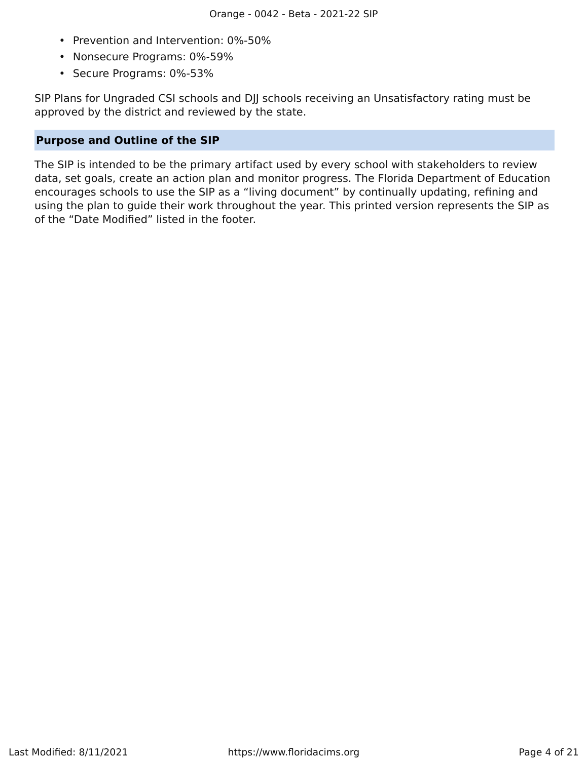- Prevention and Intervention: 0%-50%
- Nonsecure Programs: 0%-59%
- Secure Programs: 0%-53%

SIP Plans for Ungraded CSI schools and DJJ schools receiving an Unsatisfactory rating must be approved by the district and reviewed by the state.

## Purpose and Outline of the SIP

The SIP is intended to be the primary artifact used by every school with stakeholders to review data, set goals, create an action plan and monitor progress. The Florida Department of Education encourages schools to use the SIP as a "living document" by continually updating, refining and using the plan to guide their work throughout the year. This printed version represents the SIP as of the "Date Modified" listed in the footer.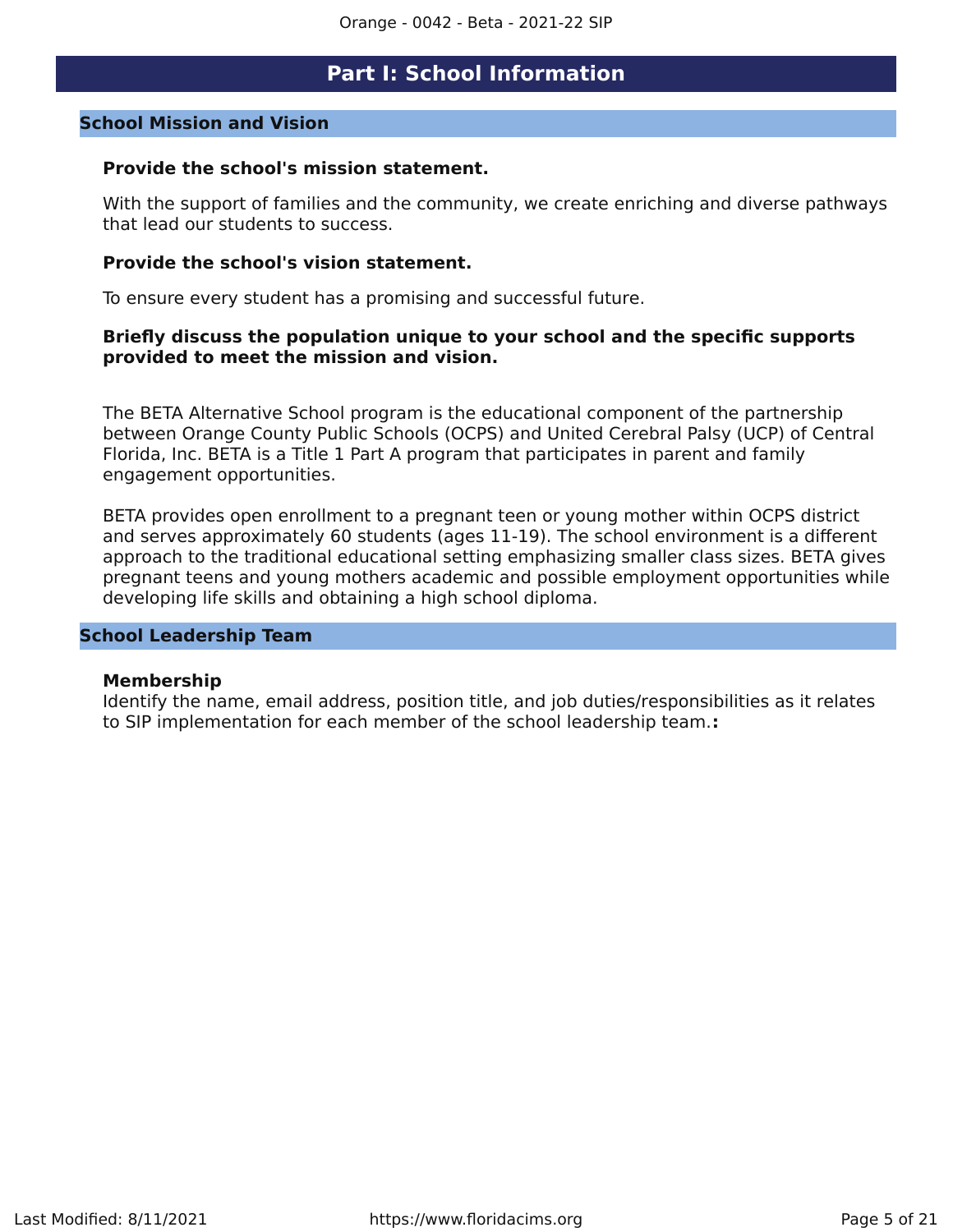# Part I: School Information

## School Mission and Vision

**Provide the school's mission statement.**

With the support of families and the community, we create enriching and diverse pathways that lead our students to success.

**Provide the school's vision statement.**

To ensure every student has a promising and successful future.

**Briefly discuss the population unique to your school and the specific supports provided to meet the mission and vision.**

The BETA Alternative School program is the educational component of the partnership between Orange County Public Schools (OCPS) and United Cerebral Palsy (UCP) of Central Florida, Inc. BETA is a Title 1 Part A program that participates in parent and family engagement opportunities.

BETA provides open enrollment to a pregnant teen or young mother within OCPS district and serves approximately 60 students (ages 11-19). The school environment is a different approach to the traditional educational setting emphasizing smaller class sizes. BETA gives pregnant teens and young mothers academic and possible employment opportunities while developing life skills and obtaining a high school diploma.

## School Leadership Team

**Membership**

Identify the name, email address, position title, and job duties/responsibilities as it relates to SIP implementation for each member of the school leadership team.**:**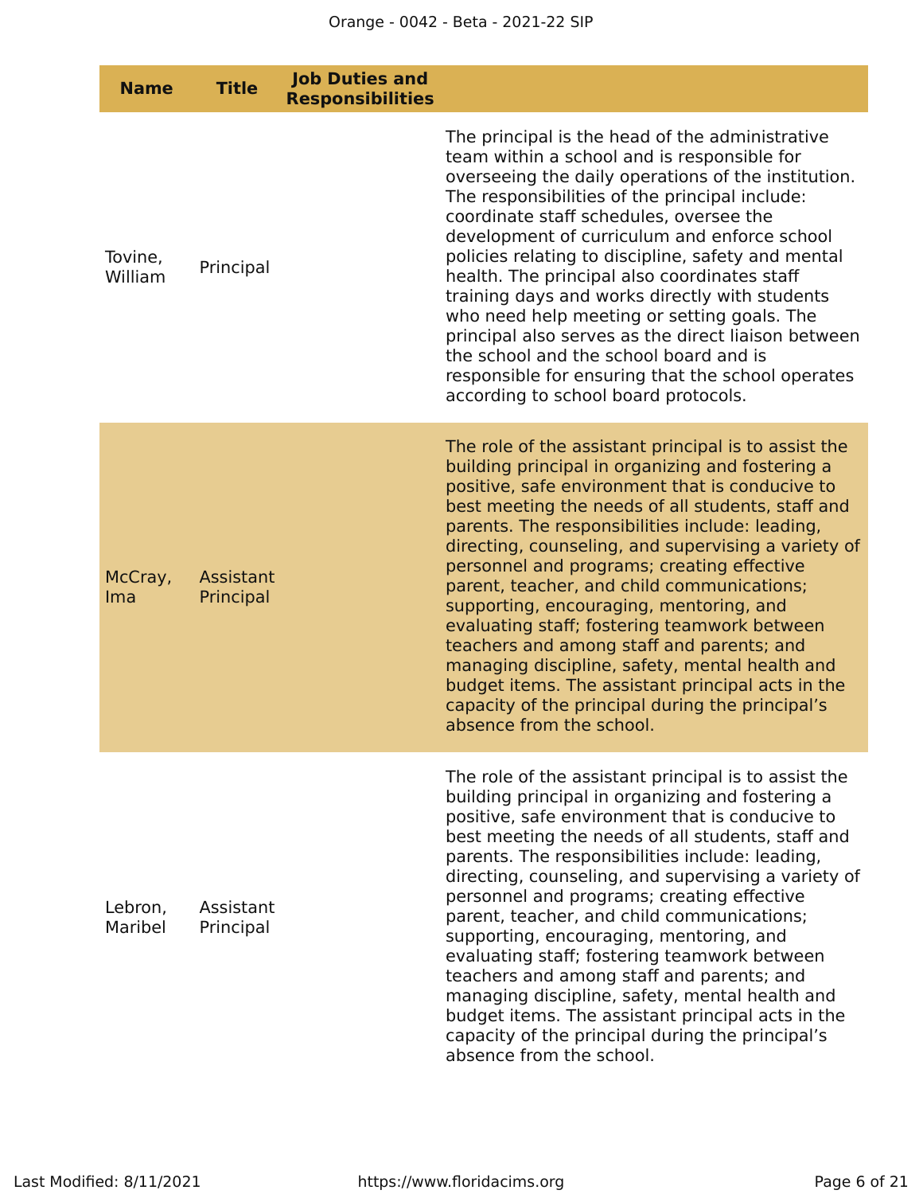| Name | Title | Job Duties and Responsibilities | |
|---|---|---|---|
| Tovine, William | Principal | | The principal is the head of the administrative team within a school and is responsible for overseeing the daily operations of the institution. The responsibilities of the principal include: coordinate staff schedules, oversee the development of curriculum and enforce school policies relating to discipline, safety and mental health. The principal also coordinates staff training days and works directly with students who need help meeting or setting goals. The principal also serves as the direct liaison between the school and the school board and is responsible for ensuring that the school operates according to school board protocols. |
| McCray, Ima | Assistant Principal | | The role of the assistant principal is to assist the building principal in organizing and fostering a positive, safe environment that is conducive to best meeting the needs of all students, staff and parents. The responsibilities include: leading, directing, counseling, and supervising a variety of personnel and programs; creating effective parent, teacher, and child communications; supporting, encouraging, mentoring, and evaluating staff; fostering teamwork between teachers and among staff and parents; and managing discipline, safety, mental health and budget items. The assistant principal acts in the capacity of the principal during the principal's absence from the school. |
| Lebron, Maribel | Assistant Principal | | The role of the assistant principal is to assist the building principal in organizing and fostering a positive, safe environment that is conducive to best meeting the needs of all students, staff and parents. The responsibilities include: leading, directing, counseling, and supervising a variety of personnel and programs; creating effective parent, teacher, and child communications; supporting, encouraging, mentoring, and evaluating staff; fostering teamwork between teachers and among staff and parents; and managing discipline, safety, mental health and budget items. The assistant principal acts in the capacity of the principal during the principal's absence from the school. |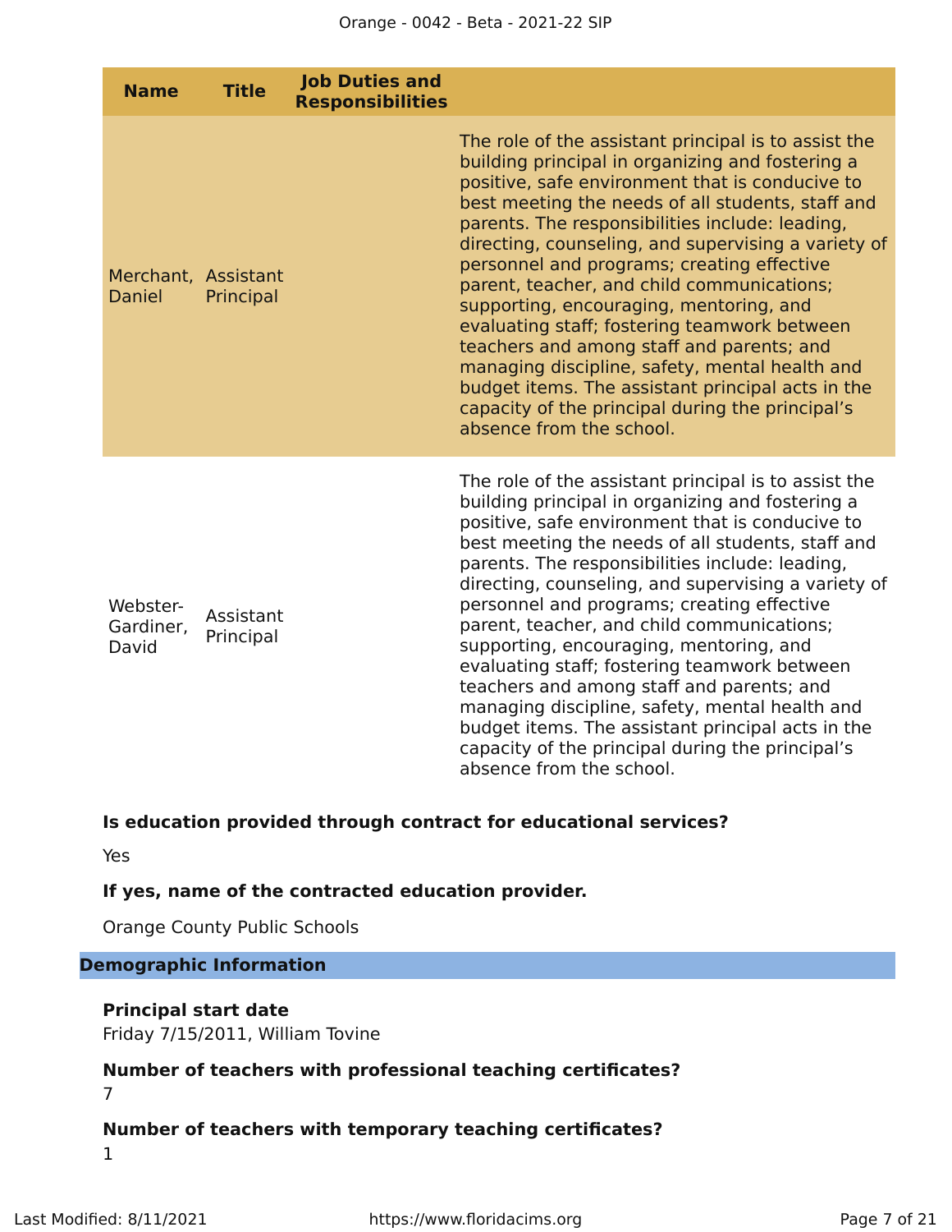| Name | Title | Job Duties and Responsibilities | |
|---|---|---|---|
| Merchant, Daniel | Assistant Principal | | The role of the assistant principal is to assist the building principal in organizing and fostering a positive, safe environment that is conducive to best meeting the needs of all students, staff and parents. The responsibilities include: leading, directing, counseling, and supervising a variety of personnel and programs; creating effective parent, teacher, and child communications; supporting, encouraging, mentoring, and evaluating staff; fostering teamwork between teachers and among staff and parents; and managing discipline, safety, mental health and budget items. The assistant principal acts in the capacity of the principal during the principal's absence from the school. |
| Webster-Gardiner, David | Assistant Principal | | The role of the assistant principal is to assist the building principal in organizing and fostering a positive, safe environment that is conducive to best meeting the needs of all students, staff and parents. The responsibilities include: leading, directing, counseling, and supervising a variety of personnel and programs; creating effective parent, teacher, and child communications; supporting, encouraging, mentoring, and evaluating staff; fostering teamwork between teachers and among staff and parents; and managing discipline, safety, mental health and budget items. The assistant principal acts in the capacity of the principal during the principal's absence from the school. |

**Is education provided through contract for educational services?**

Yes

**If yes, name of the contracted education provider.**

Orange County Public Schools

## Demographic Information

**Principal start date**

Friday 7/15/2011, William Tovine

**Number of teachers with professional teaching certificates?**

7

**Number of teachers with temporary teaching certificates?**

1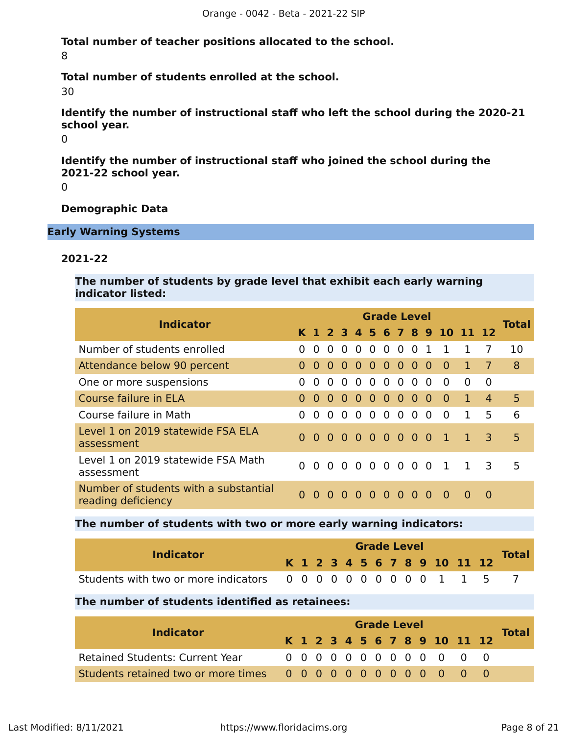**Total number of teacher positions allocated to the school.**

8

**Total number of students enrolled at the school.**

30

**Identify the number of instructional staff who left the school during the 2020-21 school year.**

0

**Identify the number of instructional staff who joined the school during the 2021-22 school year.**

0

**Demographic Data**

## Early Warning Systems

### 2021-22

**The number of students by grade level that exhibit each early warning indicator listed:**

| Indicator | K | 1 | 2 | 3 | 4 | 5 | 6 | 7 | 8 | 9 | 10 | 11 | 12 | Total |
|---|---|---|---|---|---|---|---|---|---|---|---|---|---|---|
| Number of students enrolled | 0 | 0 | 0 | 0 | 0 | 0 | 0 | 0 | 0 | 1 | 1 | 1 | 7 | 10 |
| Attendance below 90 percent | 0 | 0 | 0 | 0 | 0 | 0 | 0 | 0 | 0 | 0 | 0 | 1 | 7 | 8 |
| One or more suspensions | 0 | 0 | 0 | 0 | 0 | 0 | 0 | 0 | 0 | 0 | 0 | 0 | 0 | |
| Course failure in ELA | 0 | 0 | 0 | 0 | 0 | 0 | 0 | 0 | 0 | 0 | 0 | 1 | 4 | 5 |
| Course failure in Math | 0 | 0 | 0 | 0 | 0 | 0 | 0 | 0 | 0 | 0 | 0 | 1 | 5 | 6 |
| Level 1 on 2019 statewide FSA ELA assessment | 0 | 0 | 0 | 0 | 0 | 0 | 0 | 0 | 0 | 0 | 1 | 1 | 3 | 5 |
| Level 1 on 2019 statewide FSA Math assessment | 0 | 0 | 0 | 0 | 0 | 0 | 0 | 0 | 0 | 0 | 1 | 1 | 3 | 5 |
| Number of students with a substantial reading deficiency | 0 | 0 | 0 | 0 | 0 | 0 | 0 | 0 | 0 | 0 | 0 | 0 | 0 | |

**The number of students with two or more early warning indicators:**

| Indicator | K | 1 | 2 | 3 | 4 | 5 | 6 | 7 | 8 | 9 | 10 | 11 | 12 | Total |
|---|---|---|---|---|---|---|---|---|---|---|---|---|---|---|
| Students with two or more indicators | 0 | 0 | 0 | 0 | 0 | 0 | 0 | 0 | 0 | 0 | 1 | 1 | 5 | 7 |

**The number of students identified as retainees:**

| Indicator | K | 1 | 2 | 3 | 4 | 5 | 6 | 7 | 8 | 9 | 10 | 11 | 12 | Total |
|---|---|---|---|---|---|---|---|---|---|---|---|---|---|---|
| Retained Students: Current Year | 0 | 0 | 0 | 0 | 0 | 0 | 0 | 0 | 0 | 0 | 0 | 0 | 0 | |
| Students retained two or more times | 0 | 0 | 0 | 0 | 0 | 0 | 0 | 0 | 0 | 0 | 0 | 0 | 0 | |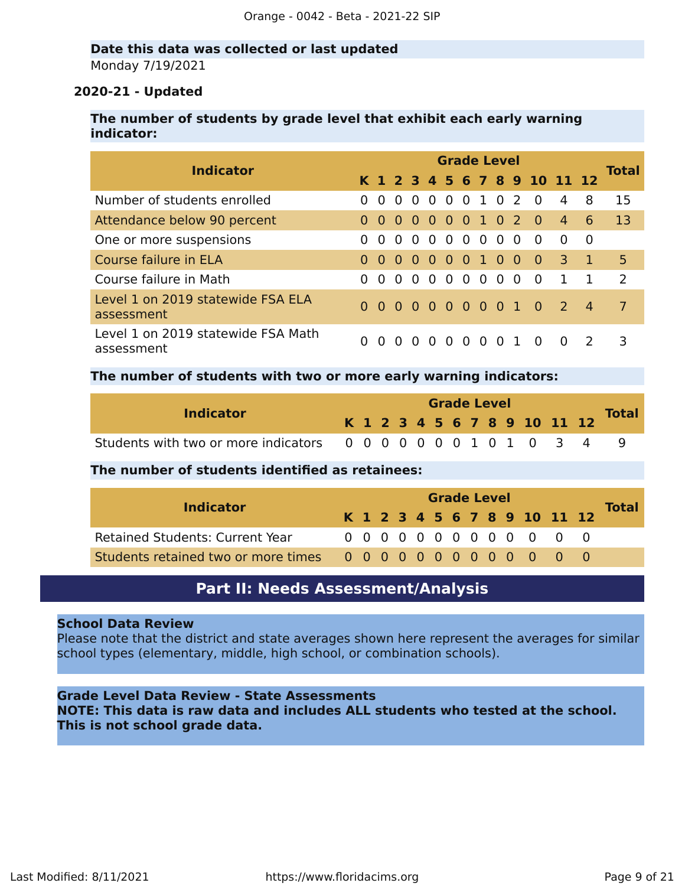**Date this data was collected or last updated**

Monday 7/19/2021

**2020-21 - Updated**

**The number of students by grade level that exhibit each early warning indicator:**

| Indicator | Grade Level | | | | | | | | | | | | | Total |
|---|---|---|---|---|---|---|---|---|---|---|---|---|---|---|
| | K | 1 | 2 | 3 | 4 | 5 | 6 | 7 | 8 | 9 | 10 | 11 | 12 | |
| Number of students enrolled | 0 | 0 | 0 | 0 | 0 | 0 | 0 | 1 | 0 | 2 | 0 | 4 | 8 | 15 |
| Attendance below 90 percent | 0 | 0 | 0 | 0 | 0 | 0 | 0 | 1 | 0 | 2 | 0 | 4 | 6 | 13 |
| One or more suspensions | 0 | 0 | 0 | 0 | 0 | 0 | 0 | 0 | 0 | 0 | 0 | 0 | 0 | |
| Course failure in ELA | 0 | 0 | 0 | 0 | 0 | 0 | 0 | 1 | 0 | 0 | 0 | 3 | 1 | 5 |
| Course failure in Math | 0 | 0 | 0 | 0 | 0 | 0 | 0 | 0 | 0 | 0 | 0 | 1 | 1 | 2 |
| Level 1 on 2019 statewide FSA ELA assessment | 0 | 0 | 0 | 0 | 0 | 0 | 0 | 0 | 0 | 1 | 0 | 2 | 4 | 7 |
| Level 1 on 2019 statewide FSA Math assessment | 0 | 0 | 0 | 0 | 0 | 0 | 0 | 0 | 0 | 1 | 0 | 0 | 2 | 3 |

**The number of students with two or more early warning indicators:**

| Indicator | Grade Level | | | | | | | | | | | | | Total |
|---|---|---|---|---|---|---|---|---|---|---|---|---|---|---|
| | K | 1 | 2 | 3 | 4 | 5 | 6 | 7 | 8 | 9 | 10 | 11 | 12 | |
| Students with two or more indicators | 0 | 0 | 0 | 0 | 0 | 0 | 0 | 1 | 0 | 1 | 0 | 3 | 4 | 9 |

**The number of students identified as retainees:**

| Indicator | Grade Level | | | | | | | | | | | | | Total |
|---|---|---|---|---|---|---|---|---|---|---|---|---|---|---|
| | K | 1 | 2 | 3 | 4 | 5 | 6 | 7 | 8 | 9 | 10 | 11 | 12 | |
| Retained Students: Current Year | 0 | 0 | 0 | 0 | 0 | 0 | 0 | 0 | 0 | 0 | 0 | 0 | 0 | |
| Students retained two or more times | 0 | 0 | 0 | 0 | 0 | 0 | 0 | 0 | 0 | 0 | 0 | 0 | 0 | |

## Part II: Needs Assessment/Analysis

**School Data Review**

Please note that the district and state averages shown here represent the averages for similar school types (elementary, middle, high school, or combination schools).

**Grade Level Data Review - State Assessments**

**NOTE: This data is raw data and includes ALL students who tested at the school. This is not school grade data.**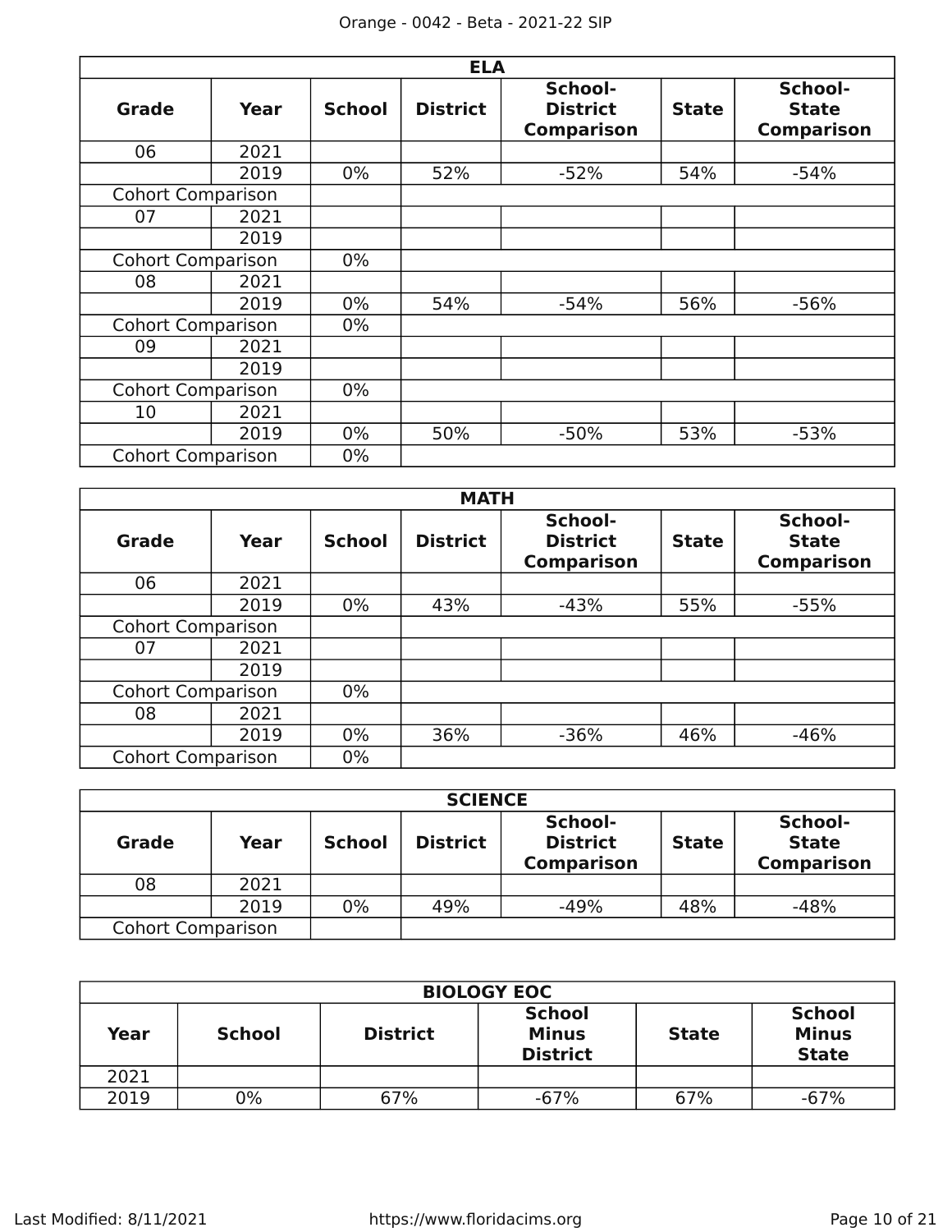| ELA | | | | | | |
|---|---|---|---|---|---|---|
| **Grade** | **Year** | **School** | **District** | **School-District Comparison** | **State** | **School-State Comparison** |
| 06 | 2021 | | | | | |
| | 2019 | 0% | 52% | -52% | 54% | -54% |
| Cohort Comparison | | | | | | |
| 07 | 2021 | | | | | |
| | 2019 | | | | | |
| Cohort Comparison | | 0% | | | | |
| 08 | 2021 | | | | | |
| | 2019 | 0% | 54% | -54% | 56% | -56% |
| Cohort Comparison | | 0% | | | | |
| 09 | 2021 | | | | | |
| | 2019 | | | | | |
| Cohort Comparison | | 0% | | | | |
| 10 | 2021 | | | | | |
| | 2019 | 0% | 50% | -50% | 53% | -53% |
| Cohort Comparison | | 0% | | | | |

| MATH | | | | | | |
|---|---|---|---|---|---|---|
| **Grade** | **Year** | **School** | **District** | **School-District Comparison** | **State** | **School-State Comparison** |
| 06 | 2021 | | | | | |
| | 2019 | 0% | 43% | -43% | 55% | -55% |
| Cohort Comparison | | | | | | |
| 07 | 2021 | | | | | |
| | 2019 | | | | | |
| Cohort Comparison | | 0% | | | | |
| 08 | 2021 | | | | | |
| | 2019 | 0% | 36% | -36% | 46% | -46% |
| Cohort Comparison | | 0% | | | | |

| SCIENCE | | | | | | |
|---|---|---|---|---|---|---|
| **Grade** | **Year** | **School** | **District** | **School-District Comparison** | **State** | **School-State Comparison** |
| 08 | 2021 | | | | | |
| | 2019 | 0% | 49% | -49% | 48% | -48% |
| Cohort Comparison | | | | | | |

| BIOLOGY EOC | | | | | |
|---|---|---|---|---|---|
| **Year** | **School** | **District** | **School Minus District** | **State** | **School Minus State** |
| 2021 | | | | | |
| 2019 | 0% | 67% | -67% | 67% | -67% |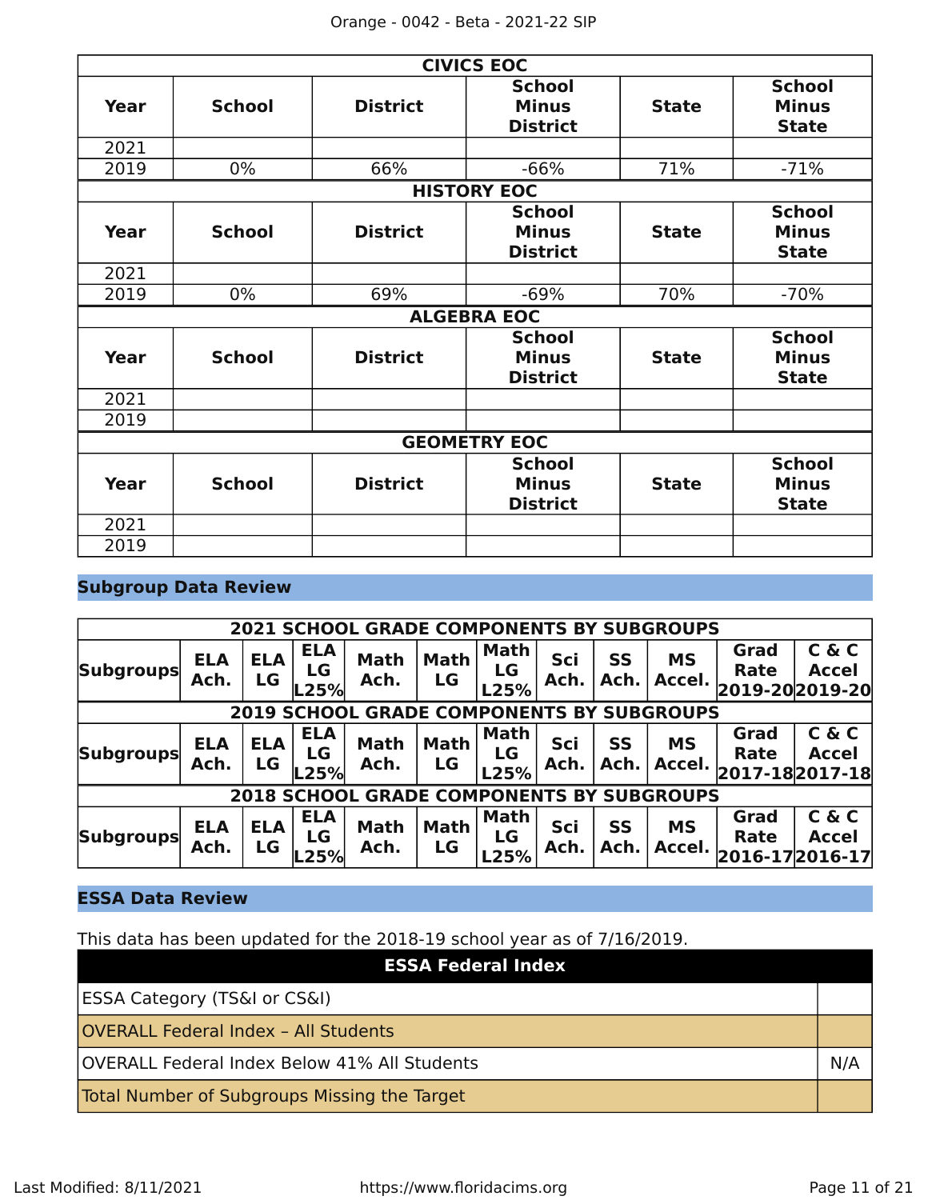| CIVICS EOC | | | | | |
|---|---|---|---|---|---|
| **Year** | **School** | **District** | **School Minus District** | **State** | **School Minus State** |
| 2021 | | | | | |
| 2019 | 0% | 66% | -66% | 71% | -71% |

| HISTORY EOC | | | | | |
|---|---|---|---|---|---|
| **Year** | **School** | **District** | **School Minus District** | **State** | **School Minus State** |
| 2021 | | | | | |
| 2019 | 0% | 69% | -69% | 70% | -70% |

| ALGEBRA EOC | | | | | |
|---|---|---|---|---|---|
| **Year** | **School** | **District** | **School Minus District** | **State** | **School Minus State** |
| 2021 | | | | | |
| 2019 | | | | | |

| GEOMETRY EOC | | | | | |
|---|---|---|---|---|---|
| **Year** | **School** | **District** | **School Minus District** | **State** | **School Minus State** |
| 2021 | | | | | |
| 2019 | | | | | |

## Subgroup Data Review

| 2021 SCHOOL GRADE COMPONENTS BY SUBGROUPS | | | | | | | | | | | |
|---|---|---|---|---|---|---|---|---|---|---|---|
| **Subgroups** | **ELA Ach.** | **ELA LG** | **ELA LG L25%** | **Math Ach.** | **Math LG** | **Math LG L25%** | **Sci Ach.** | **SS Ach.** | **MS Accel.** | **Grad Rate 2019-20** | **C & C Accel 2019-20** |

| 2019 SCHOOL GRADE COMPONENTS BY SUBGROUPS | | | | | | | | | | | |
|---|---|---|---|---|---|---|---|---|---|---|---|
| **Subgroups** | **ELA Ach.** | **ELA LG** | **ELA LG L25%** | **Math Ach.** | **Math LG** | **Math LG L25%** | **Sci Ach.** | **SS Ach.** | **MS Accel.** | **Grad Rate 2017-18** | **C & C Accel 2017-18** |

| 2018 SCHOOL GRADE COMPONENTS BY SUBGROUPS | | | | | | | | | | | |
|---|---|---|---|---|---|---|---|---|---|---|---|
| **Subgroups** | **ELA Ach.** | **ELA LG** | **ELA LG L25%** | **Math Ach.** | **Math LG** | **Math LG L25%** | **Sci Ach.** | **SS Ach.** | **MS Accel.** | **Grad Rate 2016-17** | **C & C Accel 2016-17** |

## ESSA Data Review

This data has been updated for the 2018-19 school year as of 7/16/2019.

| ESSA Federal Index | |
|---|---|
| ESSA Category (TS&I or CS&I) | |
| OVERALL Federal Index – All Students | |
| OVERALL Federal Index Below 41% All Students | N/A |
| Total Number of Subgroups Missing the Target | |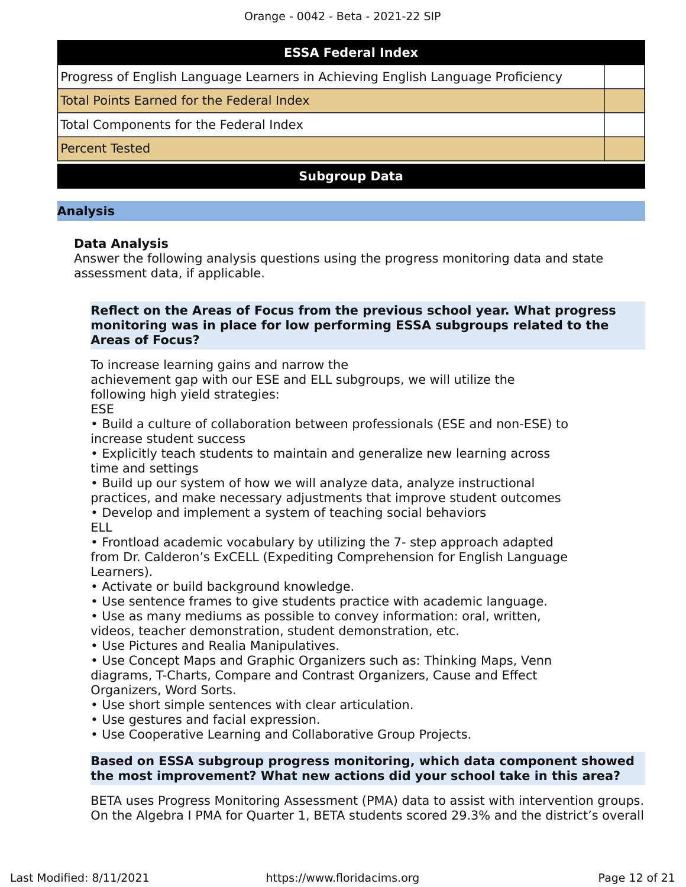| ESSA Federal Index | |
|---|---|
| Progress of English Language Learners in Achieving English Language Proficiency | |
| Total Points Earned for the Federal Index | |
| Total Components for the Federal Index | |
| Percent Tested | |

**Subgroup Data**

## Analysis

### Data Analysis

Answer the following analysis questions using the progress monitoring data and state assessment data, if applicable.

**Reflect on the Areas of Focus from the previous school year. What progress monitoring was in place for low performing ESSA subgroups related to the Areas of Focus?**

To increase learning gains and narrow the achievement gap with our ESE and ELL subgroups, we will utilize the following high yield strategies:

ESE

- Build a culture of collaboration between professionals (ESE and non-ESE) to increase student success
- Explicitly teach students to maintain and generalize new learning across time and settings
- Build up our system of how we will analyze data, analyze instructional practices, and make necessary adjustments that improve student outcomes
- Develop and implement a system of teaching social behaviors

ELL

- Frontload academic vocabulary by utilizing the 7- step approach adapted from Dr. Calderon's ExCELL (Expediting Comprehension for English Language Learners).
- Activate or build background knowledge.
- Use sentence frames to give students practice with academic language.
- Use as many mediums as possible to convey information: oral, written, videos, teacher demonstration, student demonstration, etc.
- Use Pictures and Realia Manipulatives.
- Use Concept Maps and Graphic Organizers such as: Thinking Maps, Venn diagrams, T-Charts, Compare and Contrast Organizers, Cause and Effect Organizers, Word Sorts.
- Use short simple sentences with clear articulation.
- Use gestures and facial expression.
- Use Cooperative Learning and Collaborative Group Projects.

**Based on ESSA subgroup progress monitoring, which data component showed the most improvement? What new actions did your school take in this area?**

BETA uses Progress Monitoring Assessment (PMA) data to assist with intervention groups. On the Algebra I PMA for Quarter 1, BETA students scored 29.3% and the district's overall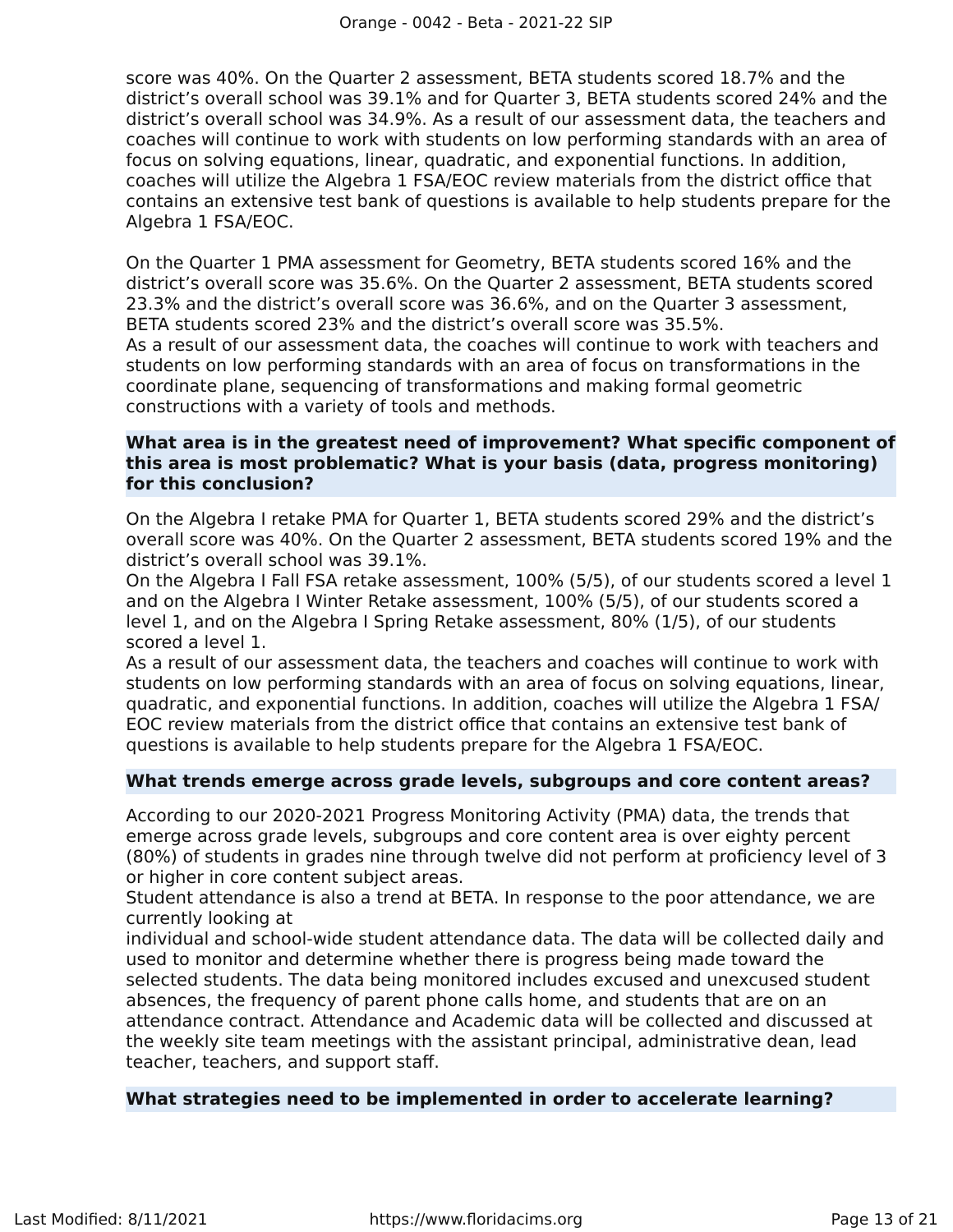score was 40%. On the Quarter 2 assessment, BETA students scored 18.7% and the district's overall school was 39.1% and for Quarter 3, BETA students scored 24% and the district's overall school was 34.9%. As a result of our assessment data, the teachers and coaches will continue to work with students on low performing standards with an area of focus on solving equations, linear, quadratic, and exponential functions. In addition, coaches will utilize the Algebra 1 FSA/EOC review materials from the district office that contains an extensive test bank of questions is available to help students prepare for the Algebra 1 FSA/EOC.

On the Quarter 1 PMA assessment for Geometry, BETA students scored 16% and the district's overall score was 35.6%. On the Quarter 2 assessment, BETA students scored 23.3% and the district's overall score was 36.6%, and on the Quarter 3 assessment, BETA students scored 23% and the district's overall score was 35.5%.
As a result of our assessment data, the coaches will continue to work with teachers and students on low performing standards with an area of focus on transformations in the coordinate plane, sequencing of transformations and making formal geometric constructions with a variety of tools and methods.

**What area is in the greatest need of improvement? What specific component of this area is most problematic? What is your basis (data, progress monitoring) for this conclusion?**

On the Algebra I retake PMA for Quarter 1, BETA students scored 29% and the district's overall score was 40%. On the Quarter 2 assessment, BETA students scored 19% and the district's overall school was 39.1%.
On the Algebra I Fall FSA retake assessment, 100% (5/5), of our students scored a level 1 and on the Algebra I Winter Retake assessment, 100% (5/5), of our students scored a level 1, and on the Algebra I Spring Retake assessment, 80% (1/5), of our students scored a level 1.
As a result of our assessment data, the teachers and coaches will continue to work with students on low performing standards with an area of focus on solving equations, linear, quadratic, and exponential functions. In addition, coaches will utilize the Algebra 1 FSA/EOC review materials from the district office that contains an extensive test bank of questions is available to help students prepare for the Algebra 1 FSA/EOC.

**What trends emerge across grade levels, subgroups and core content areas?**

According to our 2020-2021 Progress Monitoring Activity (PMA) data, the trends that emerge across grade levels, subgroups and core content area is over eighty percent (80%) of students in grades nine through twelve did not perform at proficiency level of 3 or higher in core content subject areas.
Student attendance is also a trend at BETA. In response to the poor attendance, we are currently looking at
individual and school-wide student attendance data. The data will be collected daily and used to monitor and determine whether there is progress being made toward the selected students. The data being monitored includes excused and unexcused student absences, the frequency of parent phone calls home, and students that are on an attendance contract. Attendance and Academic data will be collected and discussed at the weekly site team meetings with the assistant principal, administrative dean, lead teacher, teachers, and support staff.

**What strategies need to be implemented in order to accelerate learning?**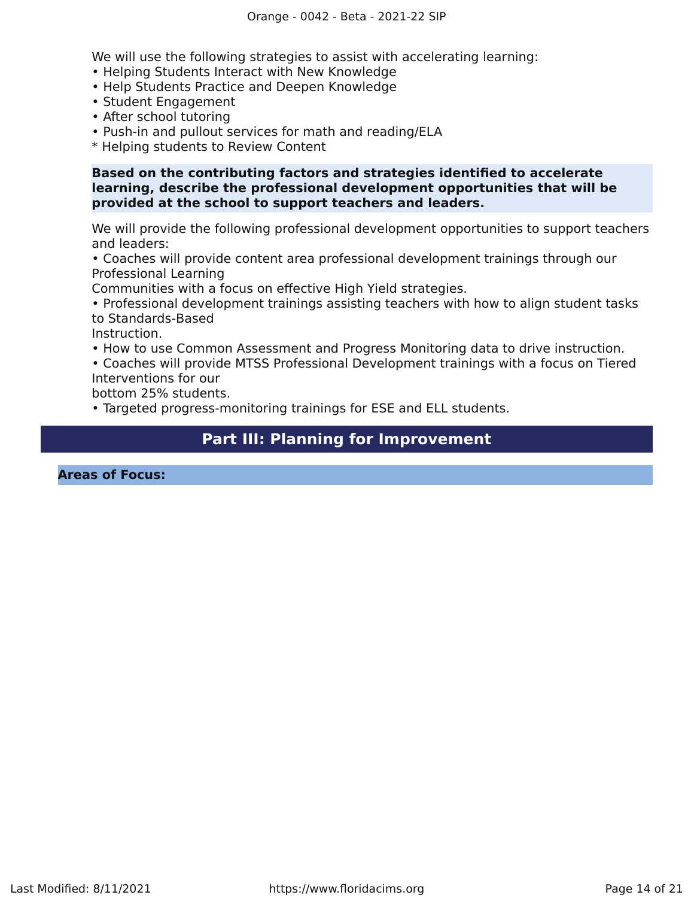We will use the following strategies to assist with accelerating learning:
• Helping Students Interact with New Knowledge
• Help Students Practice and Deepen Knowledge
• Student Engagement
• After school tutoring
• Push-in and pullout services for math and reading/ELA
* Helping students to Review Content

**Based on the contributing factors and strategies identified to accelerate learning, describe the professional development opportunities that will be provided at the school to support teachers and leaders.**

We will provide the following professional development opportunities to support teachers and leaders:
• Coaches will provide content area professional development trainings through our Professional Learning
Communities with a focus on effective High Yield strategies.
• Professional development trainings assisting teachers with how to align student tasks to Standards-Based
Instruction.
• How to use Common Assessment and Progress Monitoring data to drive instruction.
• Coaches will provide MTSS Professional Development trainings with a focus on Tiered Interventions for our
bottom 25% students.
• Targeted progress-monitoring trainings for ESE and ELL students.

# Part III: Planning for Improvement

**Areas of Focus:**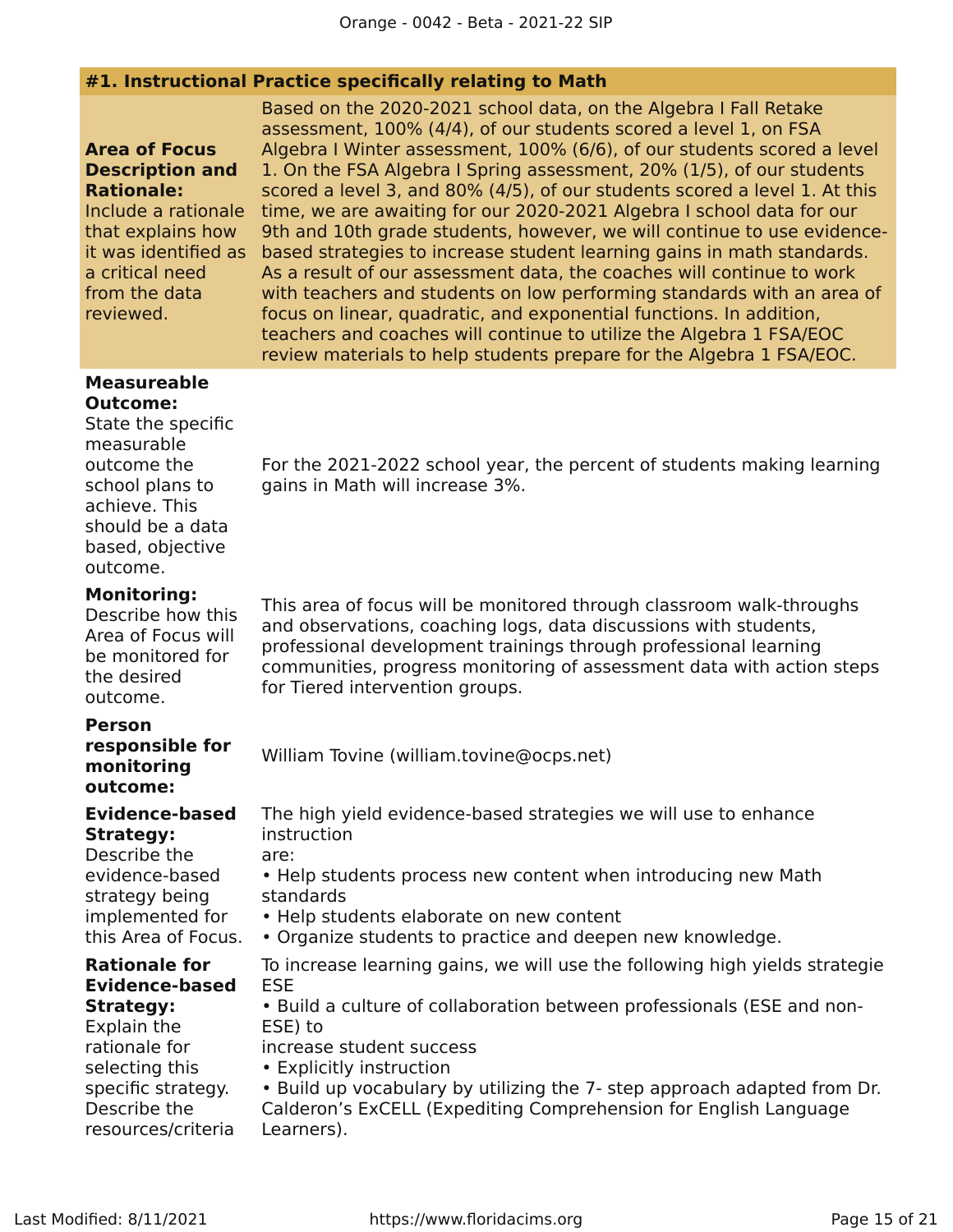| #1. Instructional Practice specifically relating to Math | |
| --- | --- |
| **Area of Focus Description and Rationale:** Include a rationale that explains how it was identified as a critical need from the data reviewed. | Based on the 2020-2021 school data, on the Algebra I Fall Retake assessment, 100% (4/4), of our students scored a level 1, on FSA Algebra I Winter assessment, 100% (6/6), of our students scored a level 1. On the FSA Algebra I Spring assessment, 20% (1/5), of our students scored a level 3, and 80% (4/5), of our students scored a level 1. At this time, we are awaiting for our 2020-2021 Algebra I school data for our 9th and 10th grade students, however, we will continue to use evidence-based strategies to increase student learning gains in math standards. As a result of our assessment data, the coaches will continue to work with teachers and students on low performing standards with an area of focus on linear, quadratic, and exponential functions. In addition, teachers and coaches will continue to utilize the Algebra 1 FSA/EOC review materials to help students prepare for the Algebra 1 FSA/EOC. |
| **Measureable Outcome:** State the specific measurable outcome the school plans to achieve. This should be a data based, objective outcome. | For the 2021-2022 school year, the percent of students making learning gains in Math will increase 3%. |
| **Monitoring:** Describe how this Area of Focus will be monitored for the desired outcome. | This area of focus will be monitored through classroom walk-throughs and observations, coaching logs, data discussions with students, professional development trainings through professional learning communities, progress monitoring of assessment data with action steps for Tiered intervention groups. |
| **Person responsible for monitoring outcome:** | William Tovine (william.tovine@ocps.net) |
| **Evidence-based Strategy:** Describe the evidence-based strategy being implemented for this Area of Focus. | The high yield evidence-based strategies we will use to enhance instruction are:<br>• Help students process new content when introducing new Math standards<br>• Help students elaborate on new content<br>• Organize students to practice and deepen new knowledge. |
| **Rationale for Evidence-based Strategy:** Explain the rationale for selecting this specific strategy. Describe the resources/criteria | To increase learning gains, we will use the following high yields strategie ESE<br>• Build a culture of collaboration between professionals (ESE and non-ESE) to increase student success<br>• Explicitly instruction<br>• Build up vocabulary by utilizing the 7- step approach adapted from Dr. Calderon's ExCELL (Expediting Comprehension for English Language Learners). |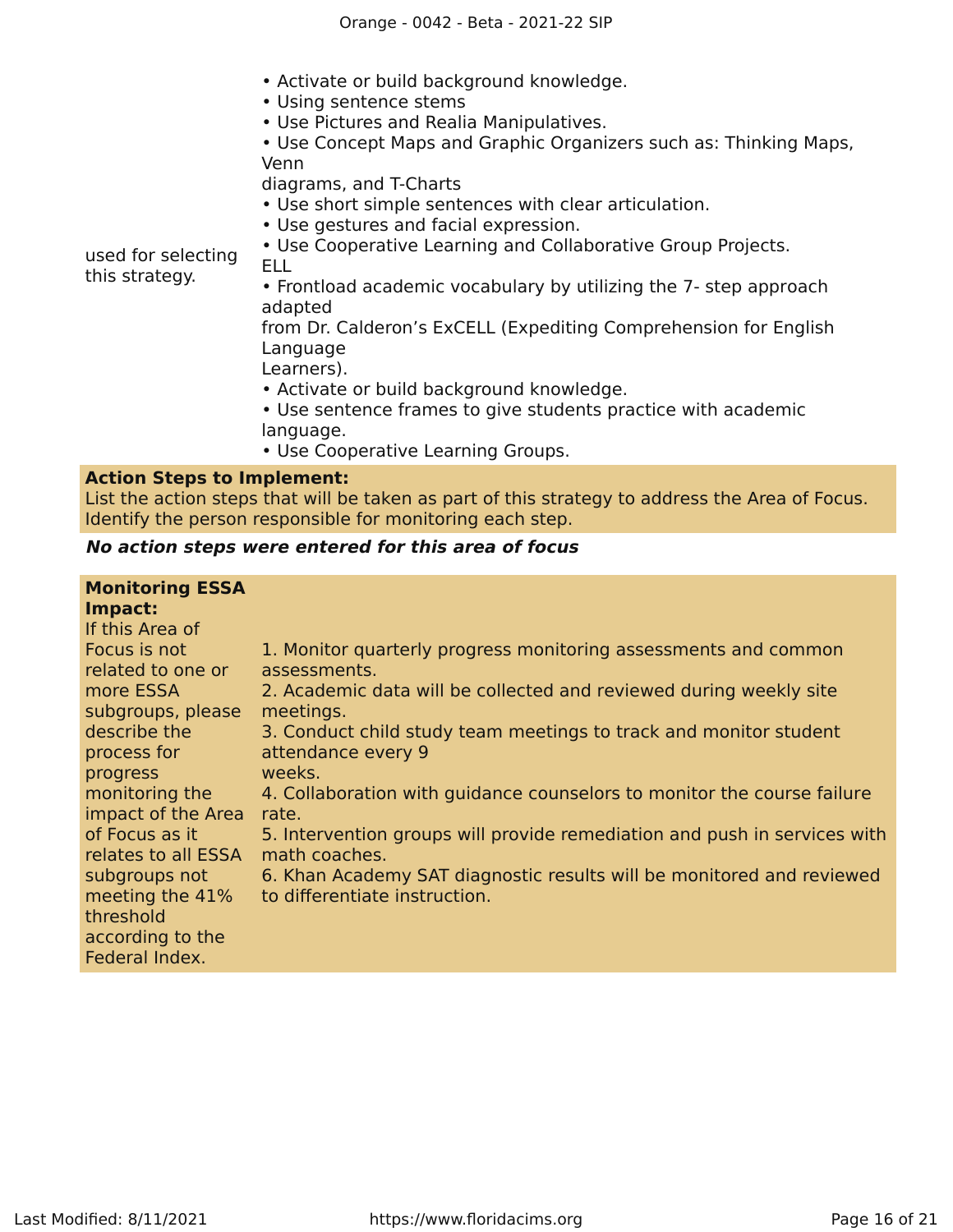| | |
|---|---|
| used for selecting this strategy. | • Activate or build background knowledge.<br>• Using sentence stems<br>• Use Pictures and Realia Manipulatives.<br>• Use Concept Maps and Graphic Organizers such as: Thinking Maps, Venn diagrams, and T-Charts<br>• Use short simple sentences with clear articulation.<br>• Use gestures and facial expression.<br>• Use Cooperative Learning and Collaborative Group Projects.<br>ELL<br>• Frontload academic vocabulary by utilizing the 7- step approach adapted from Dr. Calderon's ExCELL (Expediting Comprehension for English Language Learners).<br>• Activate or build background knowledge.<br>• Use sentence frames to give students practice with academic language.<br>• Use Cooperative Learning Groups. |

**Action Steps to Implement:**
List the action steps that will be taken as part of this strategy to address the Area of Focus. Identify the person responsible for monitoring each step.

***No action steps were entered for this area of focus***

| | |
|---|---|
| **Monitoring ESSA Impact:**<br>If this Area of Focus is not related to one or more ESSA subgroups, please describe the process for progress monitoring the impact of the Area of Focus as it relates to all ESSA subgroups not meeting the 41% threshold according to the Federal Index. | 1. Monitor quarterly progress monitoring assessments and common assessments.<br>2. Academic data will be collected and reviewed during weekly site meetings.<br>3. Conduct child study team meetings to track and monitor student attendance every 9 weeks.<br>4. Collaboration with guidance counselors to monitor the course failure rate.<br>5. Intervention groups will provide remediation and push in services with math coaches.<br>6. Khan Academy SAT diagnostic results will be monitored and reviewed to differentiate instruction. |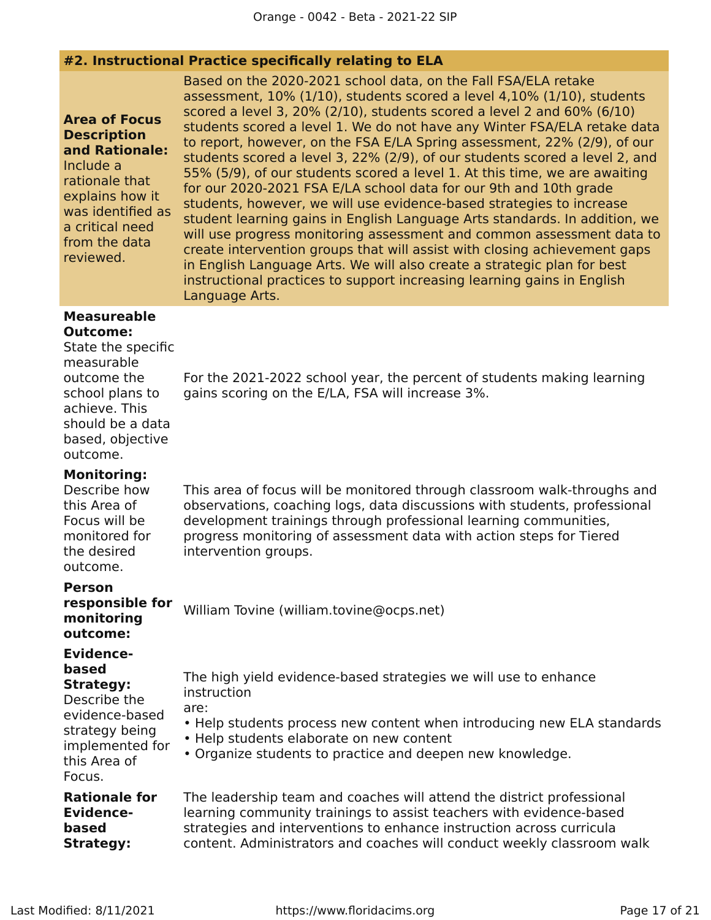## #2. Instructional Practice specifically relating to ELA

**Area of Focus Description and Rationale:** Include a rationale that explains how it was identified as a critical need from the data reviewed.

Based on the 2020-2021 school data, on the Fall FSA/ELA retake assessment, 10% (1/10), students scored a level 4,10% (1/10), students scored a level 3, 20% (2/10), students scored a level 2 and 60% (6/10) students scored a level 1. We do not have any Winter FSA/ELA retake data to report, however, on the FSA E/LA Spring assessment, 22% (2/9), of our students scored a level 3, 22% (2/9), of our students scored a level 2, and 55% (5/9), of our students scored a level 1. At this time, we are awaiting for our 2020-2021 FSA E/LA school data for our 9th and 10th grade students, however, we will use evidence-based strategies to increase student learning gains in English Language Arts standards. In addition, we will use progress monitoring assessment and common assessment data to create intervention groups that will assist with closing achievement gaps in English Language Arts. We will also create a strategic plan for best instructional practices to support increasing learning gains in English Language Arts.

**Measureable Outcome:** State the specific measurable outcome the school plans to achieve. This should be a data based, objective outcome.

For the 2021-2022 school year, the percent of students making learning gains scoring on the E/LA, FSA will increase 3%.

**Monitoring:** Describe how this Area of Focus will be monitored for the desired outcome.

This area of focus will be monitored through classroom walk-throughs and observations, coaching logs, data discussions with students, professional development trainings through professional learning communities, progress monitoring of assessment data with action steps for Tiered intervention groups.

**Person responsible for monitoring outcome:**

William Tovine (william.tovine@ocps.net)

**Evidence-based Strategy:** Describe the evidence-based strategy being implemented for this Area of Focus.

The high yield evidence-based strategies we will use to enhance instruction are:

- Help students process new content when introducing new ELA standards
- Help students elaborate on new content
- Organize students to practice and deepen new knowledge.

**Rationale for Evidence-based Strategy:**

The leadership team and coaches will attend the district professional learning community trainings to assist teachers with evidence-based strategies and interventions to enhance instruction across curricula content. Administrators and coaches will conduct weekly classroom walk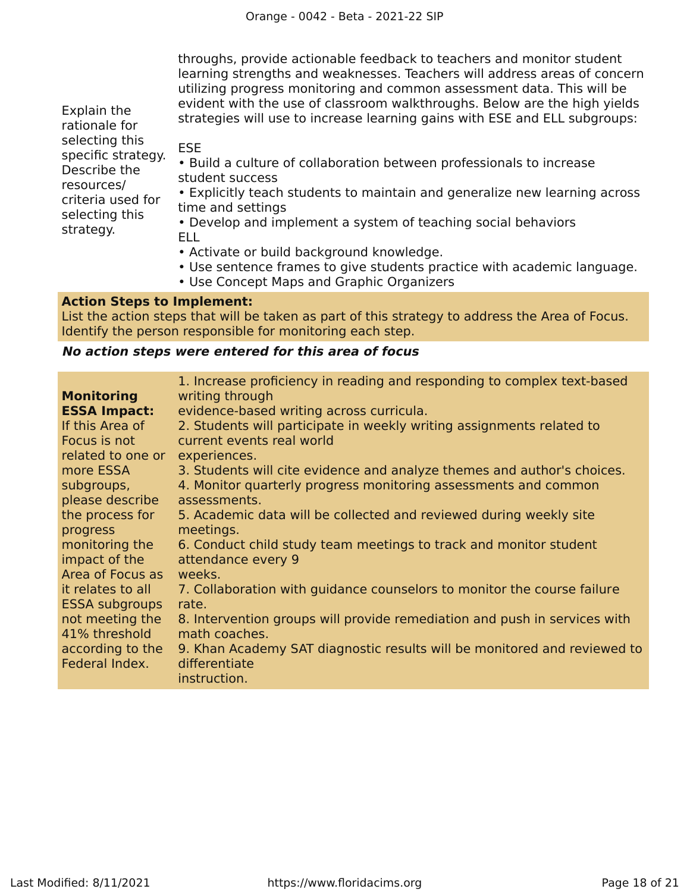| | |
|---|---|
| Explain the rationale for selecting this specific strategy. Describe the resources/ criteria used for selecting this strategy. | throughs, provide actionable feedback to teachers and monitor student learning strengths and weaknesses. Teachers will address areas of concern utilizing progress monitoring and common assessment data. This will be evident with the use of classroom walkthroughs. Below are the high yields strategies will use to increase learning gains with ESE and ELL subgroups:<br><br>ESE<br>• Build a culture of collaboration between professionals to increase student success<br>• Explicitly teach students to maintain and generalize new learning across time and settings<br>• Develop and implement a system of teaching social behaviors<br>ELL<br>• Activate or build background knowledge.<br>• Use sentence frames to give students practice with academic language.<br>• Use Concept Maps and Graphic Organizers |

**Action Steps to Implement:**
List the action steps that will be taken as part of this strategy to address the Area of Focus. Identify the person responsible for monitoring each step.

***No action steps were entered for this area of focus***

| | |
|---|---|
| **Monitoring ESSA Impact:** If this Area of Focus is not related to one or more ESSA subgroups, please describe the process for progress monitoring the impact of the Area of Focus as it relates to all ESSA subgroups not meeting the 41% threshold according to the Federal Index. | 1. Increase proficiency in reading and responding to complex text-based writing through<br>evidence-based writing across curricula.<br>2. Students will participate in weekly writing assignments related to current events real world<br>experiences.<br>3. Students will cite evidence and analyze themes and author's choices.<br>4. Monitor quarterly progress monitoring assessments and common assessments.<br>5. Academic data will be collected and reviewed during weekly site meetings.<br>6. Conduct child study team meetings to track and monitor student attendance every 9<br>weeks.<br>7. Collaboration with guidance counselors to monitor the course failure rate.<br>8. Intervention groups will provide remediation and push in services with math coaches.<br>9. Khan Academy SAT diagnostic results will be monitored and reviewed to differentiate<br>instruction. |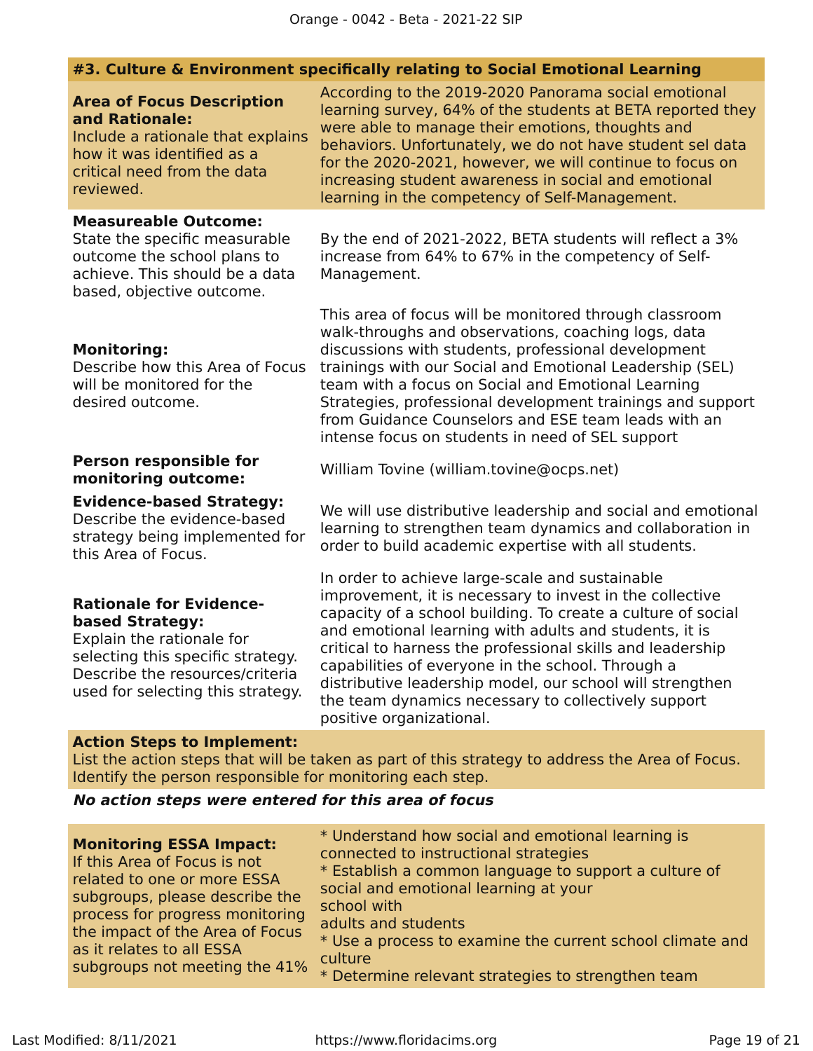### #3. Culture & Environment specifically relating to Social Emotional Learning

| | |
|---|---|
| **Area of Focus Description and Rationale:** Include a rationale that explains how it was identified as a critical need from the data reviewed. | According to the 2019-2020 Panorama social emotional learning survey, 64% of the students at BETA reported they were able to manage their emotions, thoughts and behaviors. Unfortunately, we do not have student sel data for the 2020-2021, however, we will continue to focus on increasing student awareness in social and emotional learning in the competency of Self-Management. |
| **Measureable Outcome:** State the specific measurable outcome the school plans to achieve. This should be a data based, objective outcome. | By the end of 2021-2022, BETA students will reflect a 3% increase from 64% to 67% in the competency of Self-Management. |
| **Monitoring:** Describe how this Area of Focus will be monitored for the desired outcome. | This area of focus will be monitored through classroom walk-throughs and observations, coaching logs, data discussions with students, professional development trainings with our Social and Emotional Leadership (SEL) team with a focus on Social and Emotional Learning Strategies, professional development trainings and support from Guidance Counselors and ESE team leads with an intense focus on students in need of SEL support |
| **Person responsible for monitoring outcome:** | William Tovine (william.tovine@ocps.net) |
| **Evidence-based Strategy:** Describe the evidence-based strategy being implemented for this Area of Focus. | We will use distributive leadership and social and emotional learning to strengthen team dynamics and collaboration in order to build academic expertise with all students. |
| **Rationale for Evidence-based Strategy:** Explain the rationale for selecting this specific strategy. Describe the resources/criteria used for selecting this strategy. | In order to achieve large-scale and sustainable improvement, it is necessary to invest in the collective capacity of a school building. To create a culture of social and emotional learning with adults and students, it is critical to harness the professional skills and leadership capabilities of everyone in the school. Through a distributive leadership model, our school will strengthen the team dynamics necessary to collectively support positive organizational. |

**Action Steps to Implement:**
List the action steps that will be taken as part of this strategy to address the Area of Focus. Identify the person responsible for monitoring each step.

***No action steps were entered for this area of focus***

| | |
|---|---|
| **Monitoring ESSA Impact:** If this Area of Focus is not related to one or more ESSA subgroups, please describe the process for progress monitoring the impact of the Area of Focus as it relates to all ESSA subgroups not meeting the 41% | * Understand how social and emotional learning is connected to instructional strategies<br>* Establish a common language to support a culture of social and emotional learning at your school with adults and students<br>* Use a process to examine the current school climate and culture<br>* Determine relevant strategies to strengthen team |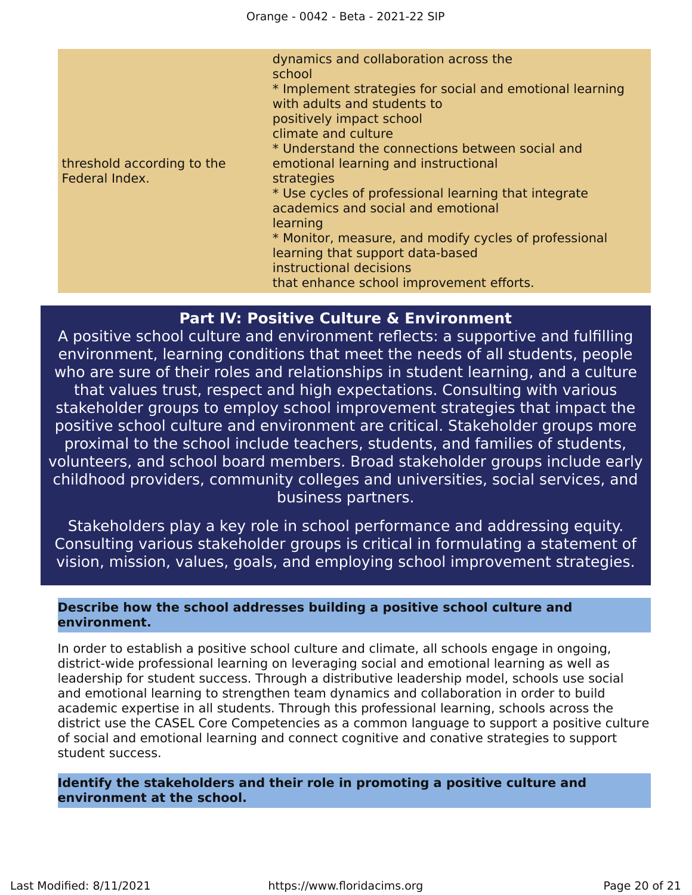| | |
|---|---|
| threshold according to the Federal Index. | dynamics and collaboration across the school<br>* Implement strategies for social and emotional learning with adults and students to positively impact school climate and culture<br>* Understand the connections between social and emotional learning and instructional strategies<br>* Use cycles of professional learning that integrate academics and social and emotional learning<br>* Monitor, measure, and modify cycles of professional learning that support data-based instructional decisions that enhance school improvement efforts. |

## Part IV: Positive Culture & Environment

A positive school culture and environment reflects: a supportive and fulfilling environment, learning conditions that meet the needs of all students, people who are sure of their roles and relationships in student learning, and a culture that values trust, respect and high expectations. Consulting with various stakeholder groups to employ school improvement strategies that impact the positive school culture and environment are critical. Stakeholder groups more proximal to the school include teachers, students, and families of students, volunteers, and school board members. Broad stakeholder groups include early childhood providers, community colleges and universities, social services, and business partners.

Stakeholders play a key role in school performance and addressing equity. Consulting various stakeholder groups is critical in formulating a statement of vision, mission, values, goals, and employing school improvement strategies.

### Describe how the school addresses building a positive school culture and environment.

In order to establish a positive school culture and climate, all schools engage in ongoing, district-wide professional learning on leveraging social and emotional learning as well as leadership for student success. Through a distributive leadership model, schools use social and emotional learning to strengthen team dynamics and collaboration in order to build academic expertise in all students. Through this professional learning, schools across the district use the CASEL Core Competencies as a common language to support a positive culture of social and emotional learning and connect cognitive and conative strategies to support student success.

### Identify the stakeholders and their role in promoting a positive culture and environment at the school.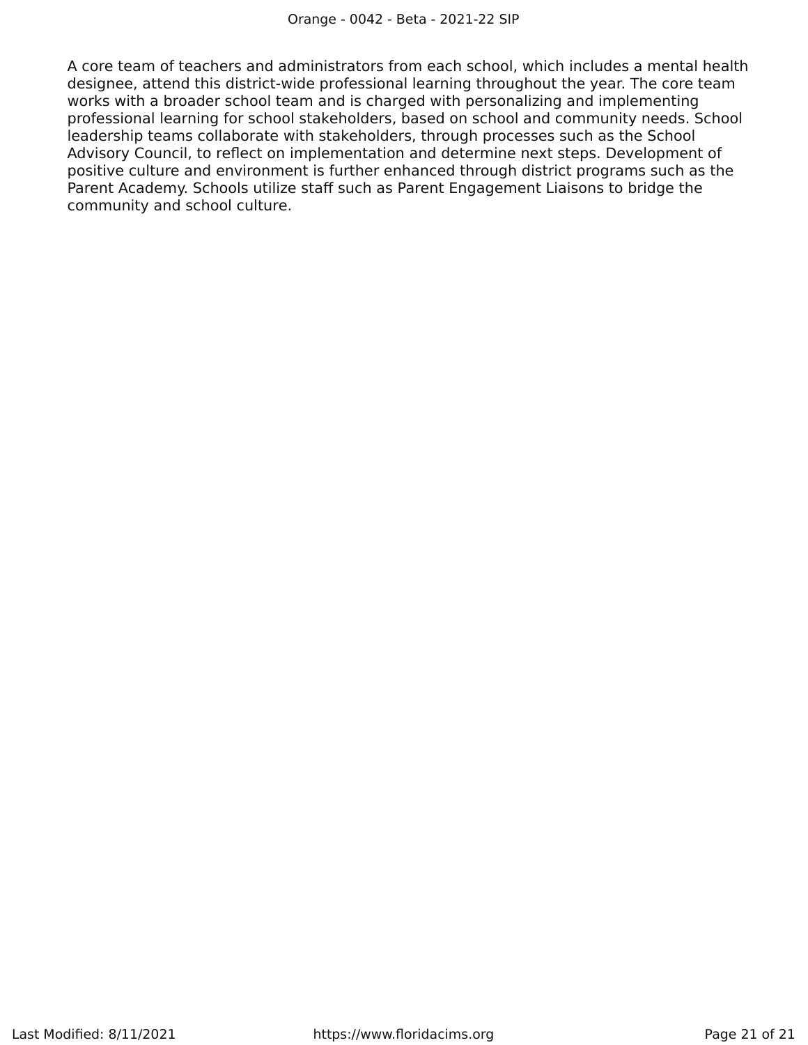A core team of teachers and administrators from each school, which includes a mental health designee, attend this district-wide professional learning throughout the year. The core team works with a broader school team and is charged with personalizing and implementing professional learning for school stakeholders, based on school and community needs. School leadership teams collaborate with stakeholders, through processes such as the School Advisory Council, to reflect on implementation and determine next steps. Development of positive culture and environment is further enhanced through district programs such as the Parent Academy. Schools utilize staff such as Parent Engagement Liaisons to bridge the community and school culture.